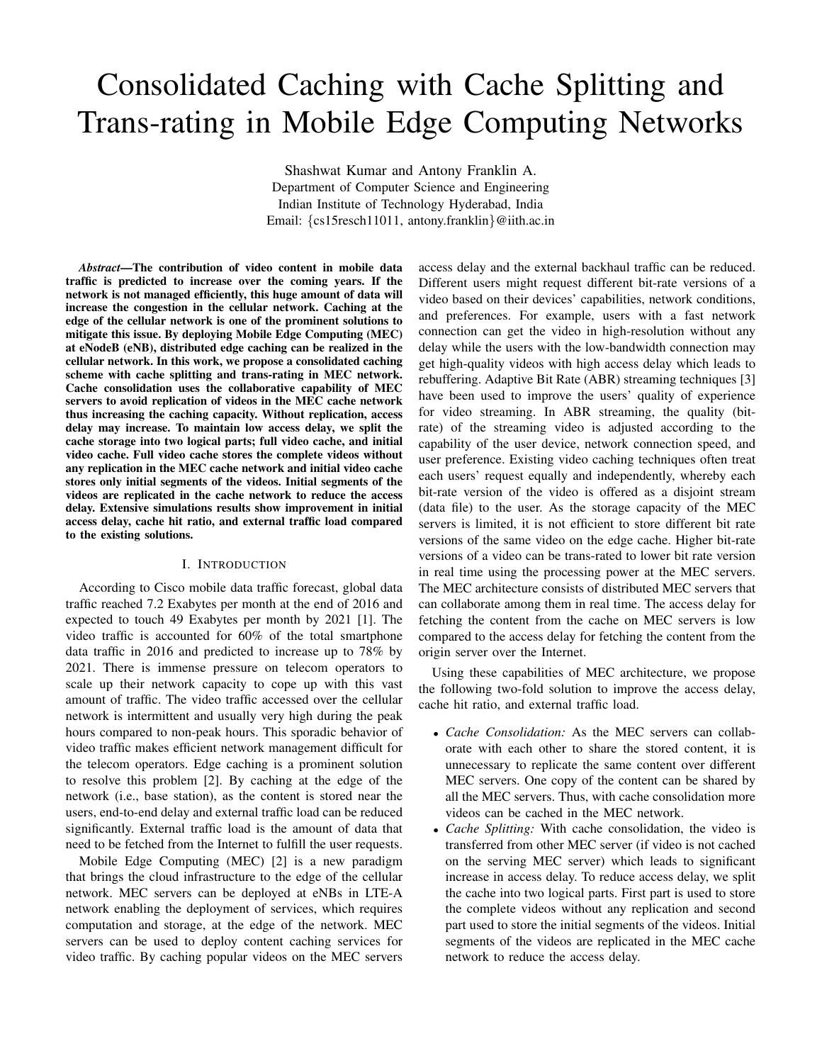# Consolidated Caching with Cache Splitting and Trans-rating in Mobile Edge Computing Networks

Shashwat Kumar and Antony Franklin A.
Department of Computer Science and Engineering
Indian Institute of Technology Hyderabad, India
Email: {cs15resch11011, antony.franklin}@iith.ac.in

***Abstract*—The contribution of video content in mobile data traffic is predicted to increase over the coming years. If the network is not managed efficiently, this huge amount of data will increase the congestion in the cellular network. Caching at the edge of the cellular network is one of the prominent solutions to mitigate this issue. By deploying Mobile Edge Computing (MEC) at eNodeB (eNB), distributed edge caching can be realized in the cellular network. In this work, we propose a consolidated caching scheme with cache splitting and trans-rating in MEC network. Cache consolidation uses the collaborative capability of MEC servers to avoid replication of videos in the MEC cache network thus increasing the caching capacity. Without replication, access delay may increase. To maintain low access delay, we split the cache storage into two logical parts; full video cache, and initial video cache. Full video cache stores the complete videos without any replication in the MEC cache network and initial video cache stores only initial segments of the videos. Initial segments of the videos are replicated in the cache network to reduce the access delay. Extensive simulations results show improvement in initial access delay, cache hit ratio, and external traffic load compared to the existing solutions.**

## I. Introduction

According to Cisco mobile data traffic forecast, global data traffic reached 7.2 Exabytes per month at the end of 2016 and expected to touch 49 Exabytes per month by 2021 [1]. The video traffic is accounted for 60% of the total smartphone data traffic in 2016 and predicted to increase up to 78% by 2021. There is immense pressure on telecom operators to scale up their network capacity to cope up with this vast amount of traffic. The video traffic accessed over the cellular network is intermittent and usually very high during the peak hours compared to non-peak hours. This sporadic behavior of video traffic makes efficient network management difficult for the telecom operators. Edge caching is a prominent solution to resolve this problem [2]. By caching at the edge of the network (i.e., base station), as the content is stored near the users, end-to-end delay and external traffic load can be reduced significantly. External traffic load is the amount of data that need to be fetched from the Internet to fulfill the user requests.

Mobile Edge Computing (MEC) [2] is a new paradigm that brings the cloud infrastructure to the edge of the cellular network. MEC servers can be deployed at eNBs in LTE-A network enabling the deployment of services, which requires computation and storage, at the edge of the network. MEC servers can be used to deploy content caching services for video traffic. By caching popular videos on the MEC servers access delay and the external backhaul traffic can be reduced. Different users might request different bit-rate versions of a video based on their devices' capabilities, network conditions, and preferences. For example, users with a fast network connection can get the video in high-resolution without any delay while the users with the low-bandwidth connection may get high-quality videos with high access delay which leads to rebuffering. Adaptive Bit Rate (ABR) streaming techniques [3] have been used to improve the users' quality of experience for video streaming. In ABR streaming, the quality (bit-rate) of the streaming video is adjusted according to the capability of the user device, network connection speed, and user preference. Existing video caching techniques often treat each users' request equally and independently, whereby each bit-rate version of the video is offered as a disjoint stream (data file) to the user. As the storage capacity of the MEC servers is limited, it is not efficient to store different bit rate versions of the same video on the edge cache. Higher bit-rate versions of a video can be trans-rated to lower bit rate version in real time using the processing power at the MEC servers. The MEC architecture consists of distributed MEC servers that can collaborate among them in real time. The access delay for fetching the content from the cache on MEC servers is low compared to the access delay for fetching the content from the origin server over the Internet.

Using these capabilities of MEC architecture, we propose the following two-fold solution to improve the access delay, cache hit ratio, and external traffic load.

- *Cache Consolidation:* As the MEC servers can collaborate with each other to share the stored content, it is unnecessary to replicate the same content over different MEC servers. One copy of the content can be shared by all the MEC servers. Thus, with cache consolidation more videos can be cached in the MEC network.
- *Cache Splitting:* With cache consolidation, the video is transferred from other MEC server (if video is not cached on the serving MEC server) which leads to significant increase in access delay. To reduce access delay, we split the cache into two logical parts. First part is used to store the complete videos without any replication and second part used to store the initial segments of the videos. Initial segments of the videos are replicated in the MEC cache network to reduce the access delay.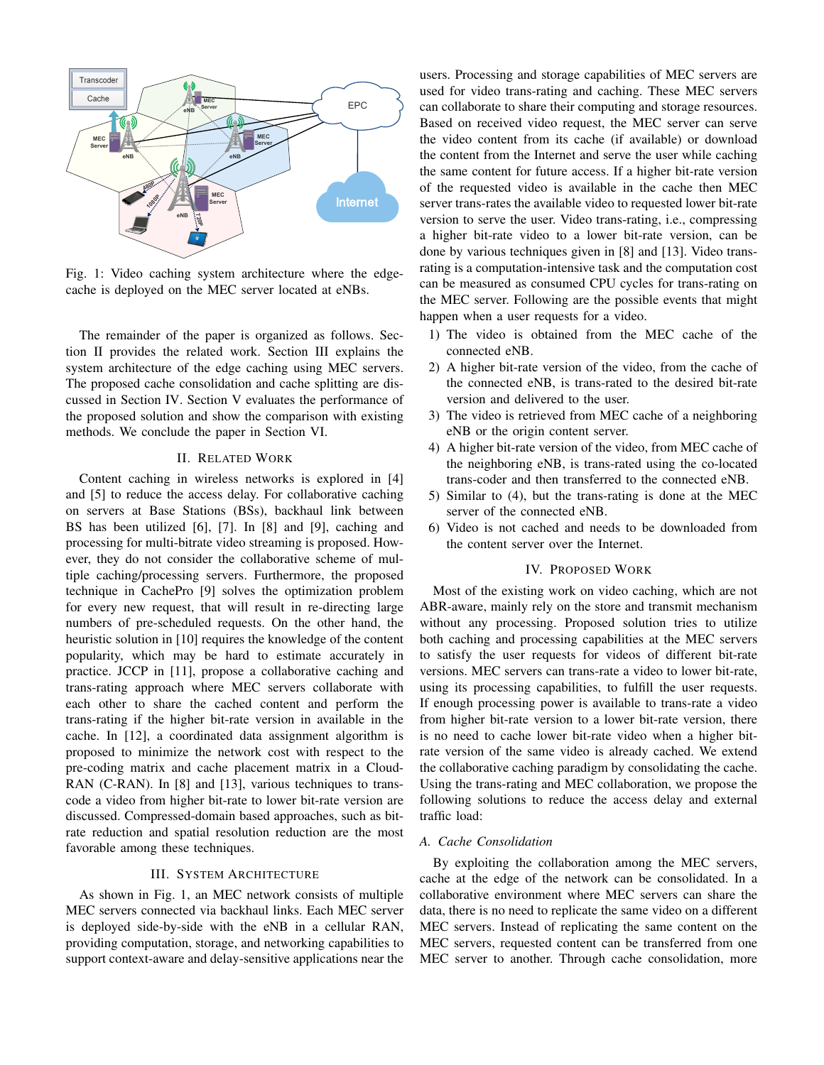Fig. 1: Video caching system architecture where the edge-cache is deployed on the MEC server located at eNBs.

The remainder of the paper is organized as follows. Section II provides the related work. Section III explains the system architecture of the edge caching using MEC servers. The proposed cache consolidation and cache splitting are discussed in Section IV. Section V evaluates the performance of the proposed solution and show the comparison with existing methods. We conclude the paper in Section VI.

## II. Related Work

Content caching in wireless networks is explored in [4] and [5] to reduce the access delay. For collaborative caching on servers at Base Stations (BSs), backhaul link between BS has been utilized [6], [7]. In [8] and [9], caching and processing for multi-bitrate video streaming is proposed. However, they do not consider the collaborative scheme of multiple caching/processing servers. Furthermore, the proposed technique in CachePro [9] solves the optimization problem for every new request, that will result in re-directing large numbers of pre-scheduled requests. On the other hand, the heuristic solution in [10] requires the knowledge of the content popularity, which may be hard to estimate accurately in practice. JCCP in [11], propose a collaborative caching and trans-rating approach where MEC servers collaborate with each other to share the cached content and perform the trans-rating if the higher bit-rate version in available in the cache. In [12], a coordinated data assignment algorithm is proposed to minimize the network cost with respect to the pre-coding matrix and cache placement matrix in a Cloud-RAN (C-RAN). In [8] and [13], various techniques to trans-code a video from higher bit-rate to lower bit-rate version are discussed. Compressed-domain based approaches, such as bit-rate reduction and spatial resolution reduction are the most favorable among these techniques.

## III. System Architecture

As shown in Fig. 1, an MEC network consists of multiple MEC servers connected via backhaul links. Each MEC server is deployed side-by-side with the eNB in a cellular RAN, providing computation, storage, and networking capabilities to support context-aware and delay-sensitive applications near the users. Processing and storage capabilities of MEC servers are used for video trans-rating and caching. These MEC servers can collaborate to share their computing and storage resources. Based on received video request, the MEC server can serve the video content from its cache (if available) or download the content from the Internet and serve the user while caching the same content for future access. If a higher bit-rate version of the requested video is available in the cache then MEC server trans-rates the available video to requested lower bit-rate version to serve the user. Video trans-rating, i.e., compressing a higher bit-rate video to a lower bit-rate version, can be done by various techniques given in [8] and [13]. Video trans-rating is a computation-intensive task and the computation cost can be measured as consumed CPU cycles for trans-rating on the MEC server. Following are the possible events that might happen when a user requests for a video.

1) The video is obtained from the MEC cache of the connected eNB.
2) A higher bit-rate version of the video, from the cache of the connected eNB, is trans-rated to the desired bit-rate version and delivered to the user.
3) The video is retrieved from MEC cache of a neighboring eNB or the origin content server.
4) A higher bit-rate version of the video, from MEC cache of the neighboring eNB, is trans-rated using the co-located trans-coder and then transferred to the connected eNB.
5) Similar to (4), but the trans-rating is done at the MEC server of the connected eNB.
6) Video is not cached and needs to be downloaded from the content server over the Internet.

## IV. Proposed Work

Most of the existing work on video caching, which are not ABR-aware, mainly rely on the store and transmit mechanism without any processing. Proposed solution tries to utilize both caching and processing capabilities at the MEC servers to satisfy the user requests for videos of different bit-rate versions. MEC servers can trans-rate a video to lower bit-rate, using its processing capabilities, to fulfill the user requests. If enough processing power is available to trans-rate a video from higher bit-rate version to a lower bit-rate version, there is no need to cache lower bit-rate video when a higher bit-rate version of the same video is already cached. We extend the collaborative caching paradigm by consolidating the cache. Using the trans-rating and MEC collaboration, we propose the following solutions to reduce the access delay and external traffic load:

### A. Cache Consolidation

By exploiting the collaboration among the MEC servers, cache at the edge of the network can be consolidated. In a collaborative environment where MEC servers can share the data, there is no need to replicate the same video on a different MEC servers. Instead of replicating the same content on the MEC servers, requested content can be transferred from one MEC server to another. Through cache consolidation, more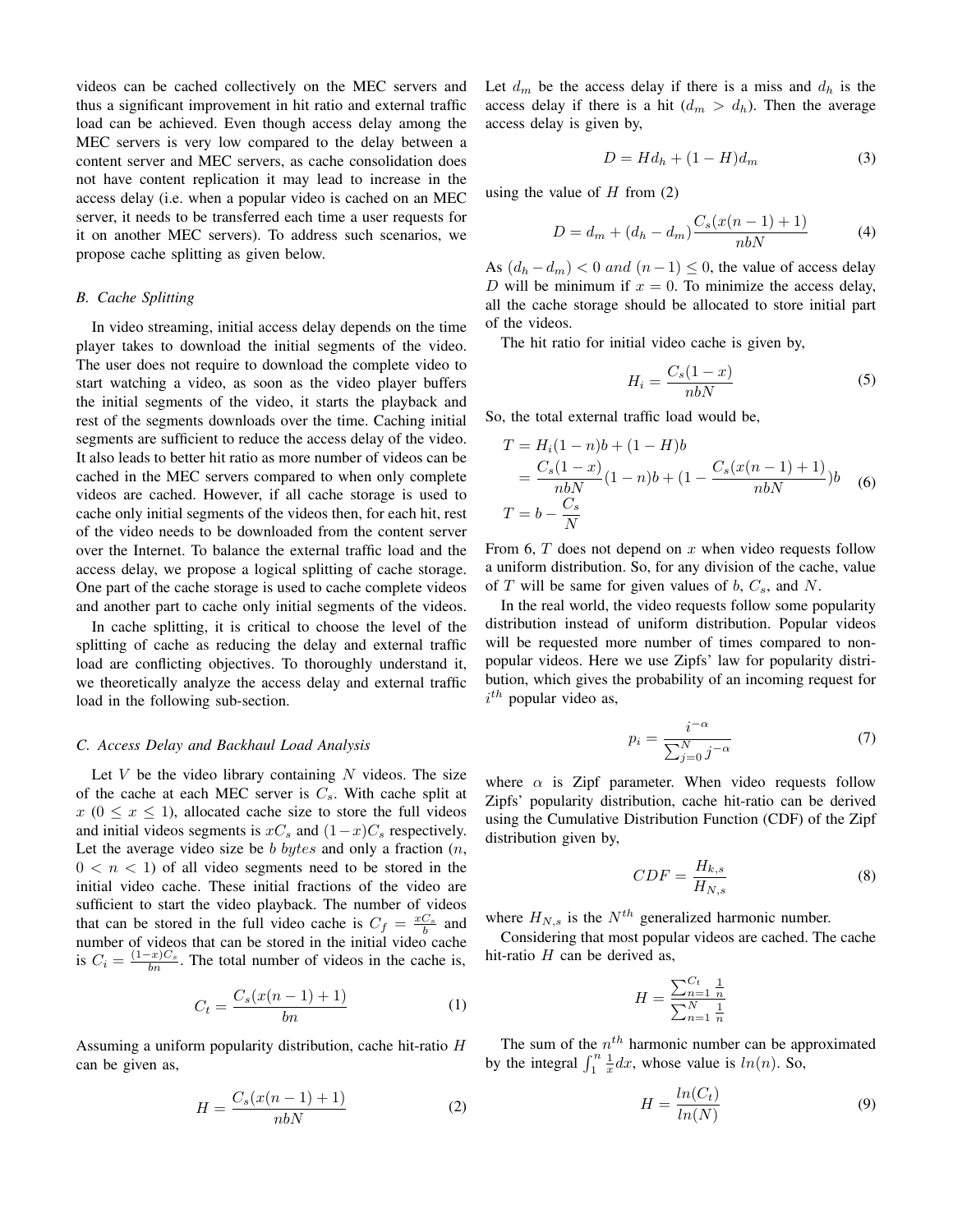videos can be cached collectively on the MEC servers and thus a significant improvement in hit ratio and external traffic load can be achieved. Even though access delay among the MEC servers is very low compared to the delay between a content server and MEC servers, as cache consolidation does not have content replication it may lead to increase in the access delay (i.e. when a popular video is cached on an MEC server, it needs to be transferred each time a user requests for it on another MEC servers). To address such scenarios, we propose cache splitting as given below.

### B. Cache Splitting

In video streaming, initial access delay depends on the time player takes to download the initial segments of the video. The user does not require to download the complete video to start watching a video, as soon as the video player buffers the initial segments of the video, it starts the playback and rest of the segments downloads over the time. Caching initial segments are sufficient to reduce the access delay of the video. It also leads to better hit ratio as more number of videos can be cached in the MEC servers compared to when only complete videos are cached. However, if all cache storage is used to cache only initial segments of the videos then, for each hit, rest of the video needs to be downloaded from the content server over the Internet. To balance the external traffic load and the access delay, we propose a logical splitting of cache storage. One part of the cache storage is used to cache complete videos and another part to cache only initial segments of the videos.

In cache splitting, it is critical to choose the level of the splitting of cache as reducing the delay and external traffic load are conflicting objectives. To thoroughly understand it, we theoretically analyze the access delay and external traffic load in the following sub-section.

### C. Access Delay and Backhaul Load Analysis

Let $V$ be the video library containing $N$ videos. The size of the cache at each MEC server is $C_s$. With cache split at $x$ ($0 \leq x \leq 1$), allocated cache size to store the full videos and initial videos segments is $xC_s$ and $(1-x)C_s$ respectively. Let the average video size be $b$ $bytes$ and only a fraction ($n$, $0 < n < 1$) of all video segments need to be stored in the initial video cache. These initial fractions of the video are sufficient to start the video playback. The number of videos that can be stored in the full video cache is $C_f = \frac{xC_s}{b}$ and number of videos that can be stored in the initial video cache is $C_i = \frac{(1-x)C_s}{bn}$. The total number of videos in the cache is,

$$C_t = \frac{C_s(x(n-1)+1)}{bn} \tag{1}$$

Assuming a uniform popularity distribution, cache hit-ratio $H$ can be given as,

$$H = \frac{C_s(x(n-1)+1)}{nbN} \tag{2}$$

Let $d_m$ be the access delay if there is a miss and $d_h$ is the access delay if there is a hit ($d_m > d_h$). Then the average access delay is given by,

$$D = Hd_h + (1-H)d_m \tag{3}$$

using the value of $H$ from (2)

$$D = d_m + (d_h - d_m)\frac{C_s(x(n-1)+1)}{nbN} \tag{4}$$

As $(d_h - d_m) < 0$ $and$ $(n-1) \leq 0$, the value of access delay $D$ will be minimum if $x = 0$. To minimize the access delay, all the cache storage should be allocated to store initial part of the videos.

The hit ratio for initial video cache is given by,

$$H_i = \frac{C_s(1-x)}{nbN} \tag{5}$$

So, the total external traffic load would be,

$$\begin{aligned} T &= H_i(1-n)b + (1-H)b \\ &= \frac{C_s(1-x)}{nbN}(1-n)b + (1 - \frac{C_s(x(n-1)+1)}{nbN})b \\ T &= b - \frac{C_s}{N} \end{aligned} \tag{6}$$

From 6, $T$ does not depend on $x$ when video requests follow a uniform distribution. So, for any division of the cache, value of $T$ will be same for given values of $b$, $C_s$, and $N$.

In the real world, the video requests follow some popularity distribution instead of uniform distribution. Popular videos will be requested more number of times compared to non-popular videos. Here we use Zipfs' law for popularity distribution, which gives the probability of an incoming request for $i^{th}$ popular video as,

$$p_i = \frac{i^{-\alpha}}{\sum_{j=0}^{N} j^{-\alpha}} \tag{7}$$

where $\alpha$ is Zipf parameter. When video requests follow Zipfs' popularity distribution, cache hit-ratio can be derived using the Cumulative Distribution Function (CDF) of the Zipf distribution given by,

$$CDF = \frac{H_{k,s}}{H_{N,s}} \tag{8}$$

where $H_{N,s}$ is the $N^{th}$ generalized harmonic number.

Considering that most popular videos are cached. The cache hit-ratio $H$ can be derived as,

$$H = \frac{\sum_{n=1}^{C_t} \frac{1}{n}}{\sum_{n=1}^{N} \frac{1}{n}}$$

The sum of the $n^{th}$ harmonic number can be approximated by the integral $\int_1^n \frac{1}{x}dx$, whose value is $ln(n)$. So,

$$H = \frac{ln(C_t)}{ln(N)} \tag{9}$$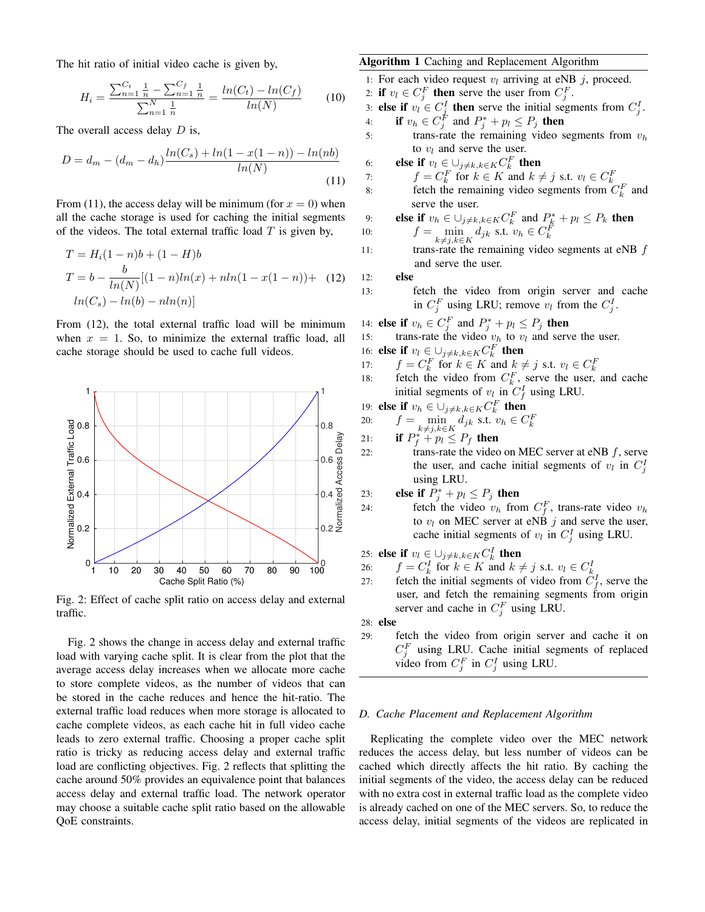The hit ratio of initial video cache is given by,

$$H_i = \frac{\sum_{n=1}^{C_t} \frac{1}{n} - \sum_{n=1}^{C_f} \frac{1}{n}}{\sum_{n=1}^{N} \frac{1}{n}} = \frac{ln(C_t) - ln(C_f)}{ln(N)} \tag{10}$$

The overall access delay $D$ is,

$$D = d_m - (d_m - d_h)\frac{ln(C_s) + ln(1 - x(1-n)) - ln(nb)}{ln(N)} \tag{11}$$

From (11), the access delay will be minimum (for $x = 0$) when all the cache storage is used for caching the initial segments of the videos. The total external traffic load $T$ is given by,

$$\begin{aligned} T &= H_i(1-n)b + (1-H)b \\ T &= b - \frac{b}{ln(N)}[(1-n)ln(x) + nln(1 - x(1-n)) + \\ &\quad ln(C_s) - ln(b) - nln(n)] \end{aligned} \tag{12}$$

From (12), the total external traffic load will be minimum when $x = 1$. So, to minimize the external traffic load, all cache storage should be used to cache full videos.

Fig. 2: Effect of cache split ratio on access delay and external traffic.

Fig. 2 shows the change in access delay and external traffic load with varying cache split. It is clear from the plot that the average access delay increases when we allocate more cache to store complete videos, as the number of videos that can be stored in the cache reduces and hence the hit-ratio. The external traffic load reduces when more storage is allocated to cache complete videos, as each cache hit in full video cache leads to zero external traffic. Choosing a proper cache split ratio is tricky as reducing access delay and external traffic load are conflicting objectives. Fig. 2 reflects that splitting the cache around 50% provides an equivalence point that balances access delay and external traffic load. The network operator may choose a suitable cache split ratio based on the allowable QoE constraints.

**Algorithm 1** Caching and Replacement Algorithm

1: For each video request $v_l$ arriving at eNB $j$, proceed.
2: **if** $v_l \in C_j^F$ **then** serve the user from $C_j^F$.
3: **else if** $v_l \in C_j^I$ **then** serve the initial segments from $C_j^I$.
4: &nbsp;&nbsp;&nbsp;&nbsp;**if** $v_h \in C_j^F$ and $P_j^* + p_l \le P_j$ **then**
5: &nbsp;&nbsp;&nbsp;&nbsp;&nbsp;&nbsp;&nbsp;&nbsp;trans-rate the remaining video segments from $v_h$ to $v_l$ and serve the user.
6: &nbsp;&nbsp;&nbsp;&nbsp;**else if** $v_l \in \cup_{j \neq k, k \in K} C_k^F$ **then**
7: &nbsp;&nbsp;&nbsp;&nbsp;&nbsp;&nbsp;&nbsp;&nbsp;$f = C_k^F$ for $k \in K$ and $k \neq j$ s.t. $v_l \in C_k^F$
8: &nbsp;&nbsp;&nbsp;&nbsp;&nbsp;&nbsp;&nbsp;&nbsp;fetch the remaining video segments from $C_k^F$ and serve the user.
9: &nbsp;&nbsp;&nbsp;&nbsp;**else if** $v_h \in \cup_{j \neq k, k \in K} C_k^F$ and $P_k^* + p_l \le P_k$ **then**
10: &nbsp;&nbsp;&nbsp;&nbsp;&nbsp;&nbsp;&nbsp;&nbsp;$f = \min_{k \neq j, k \in K} d_{jk}$ s.t. $v_h \in C_k^F$
11: &nbsp;&nbsp;&nbsp;&nbsp;&nbsp;&nbsp;&nbsp;&nbsp;trans-rate the remaining video segments at eNB $f$ and serve the user.
12: &nbsp;&nbsp;&nbsp;&nbsp;**else**
13: &nbsp;&nbsp;&nbsp;&nbsp;&nbsp;&nbsp;&nbsp;&nbsp;fetch the video from origin server and cache in $C_j^F$ using LRU; remove $v_l$ from the $C_j^I$.
14: **else if** $v_h \in C_j^F$ and $P_j^* + p_l \le P_j$ **then**
15: &nbsp;&nbsp;&nbsp;&nbsp;trans-rate the video $v_h$ to $v_l$ and serve the user.
16: **else if** $v_l \in \cup_{j \neq k, k \in K} C_k^F$ **then**
17: &nbsp;&nbsp;&nbsp;&nbsp;$f = C_k^F$ for $k \in K$ and $k \neq j$ s.t. $v_l \in C_k^F$
18: &nbsp;&nbsp;&nbsp;&nbsp;fetch the video from $C_k^F$, serve the user, and cache initial segments of $v_l$ in $C_f^I$ using LRU.
19: **else if** $v_h \in \cup_{j \neq k, k \in K} C_k^F$ **then**
20: &nbsp;&nbsp;&nbsp;&nbsp;$f = \min_{k \neq j, k \in K} d_{jk}$ s.t. $v_h \in C_k^F$
21: &nbsp;&nbsp;&nbsp;&nbsp;**if** $P_f^* + p_l \le P_f$ **then**
22: &nbsp;&nbsp;&nbsp;&nbsp;&nbsp;&nbsp;&nbsp;&nbsp;trans-rate the video on MEC server at eNB $f$, serve the user, and cache initial segments of $v_l$ in $C_j^I$ using LRU.
23: &nbsp;&nbsp;&nbsp;&nbsp;**else if** $P_j^* + p_l \le P_j$ **then**
24: &nbsp;&nbsp;&nbsp;&nbsp;&nbsp;&nbsp;&nbsp;&nbsp;fetch the video $v_h$ from $C_f^F$, trans-rate video $v_h$ to $v_l$ on MEC server at eNB $j$ and serve the user, cache initial segments of $v_l$ in $C_j^I$ using LRU.
25: **else if** $v_l \in \cup_{j \neq k, k \in K} C_k^I$ **then**
26: &nbsp;&nbsp;&nbsp;&nbsp;$f = C_k^I$ for $k \in K$ and $k \neq j$ s.t. $v_l \in C_k^I$
27: &nbsp;&nbsp;&nbsp;&nbsp;fetch the initial segments of video from $C_f^I$, serve the user, and fetch the remaining segments from origin server and cache in $C_j^F$ using LRU.
28: **else**
29: &nbsp;&nbsp;&nbsp;&nbsp;fetch the video from origin server and cache it on $C_j^F$ using LRU. Cache initial segments of replaced video from $C_j^F$ in $C_j^I$ using LRU.

### *D. Cache Placement and Replacement Algorithm*

Replicating the complete video over the MEC network reduces the access delay, but less number of videos can be cached which directly affects the hit ratio. By caching the initial segments of the video, the access delay can be reduced with no extra cost in external traffic load as the complete video is already cached on one of the MEC servers. So, to reduce the access delay, initial segments of the videos are replicated in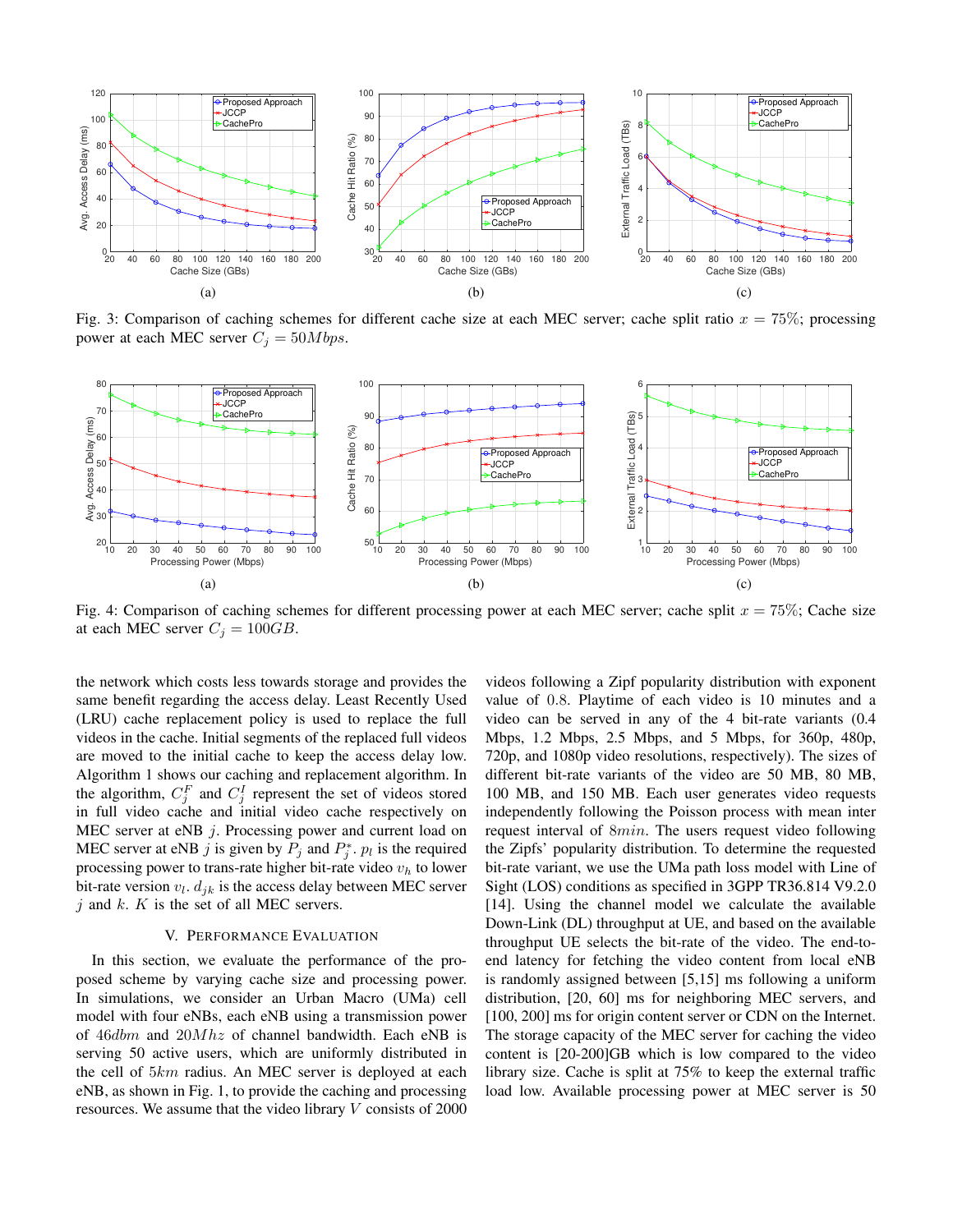Fig. 3: Comparison of caching schemes for different cache size at each MEC server; cache split ratio $x = 75\%$; processing power at each MEC server $C_j = 50Mbps$.

Fig. 4: Comparison of caching schemes for different processing power at each MEC server; cache split $x = 75\%$; Cache size at each MEC server $C_j = 100GB$.

the network which costs less towards storage and provides the same benefit regarding the access delay. Least Recently Used (LRU) cache replacement policy is used to replace the full videos in the cache. Initial segments of the replaced full videos are moved to the initial cache to keep the access delay low. Algorithm 1 shows our caching and replacement algorithm. In the algorithm, $C_j^F$ and $C_j^I$ represent the set of videos stored in full video cache and initial video cache respectively on MEC server at eNB $j$. Processing power and current load on MEC server at eNB $j$ is given by $P_j$ and $P_j^*$. $p_l$ is the required processing power to trans-rate higher bit-rate video $v_h$ to lower bit-rate version $v_l$. $d_{jk}$ is the access delay between MEC server $j$ and $k$. $K$ is the set of all MEC servers.

## V. Performance Evaluation

In this section, we evaluate the performance of the proposed scheme by varying cache size and processing power. In simulations, we consider an Urban Macro (UMa) cell model with four eNBs, each eNB using a transmission power of $46dbm$ and $20Mhz$ of channel bandwidth. Each eNB is serving 50 active users, which are uniformly distributed in the cell of $5km$ radius. An MEC server is deployed at each eNB, as shown in Fig. 1, to provide the caching and processing resources. We assume that the video library $V$ consists of 2000 videos following a Zipf popularity distribution with exponent value of 0.8. Playtime of each video is 10 minutes and a video can be served in any of the 4 bit-rate variants (0.4 Mbps, 1.2 Mbps, 2.5 Mbps, and 5 Mbps, for 360p, 480p, 720p, and 1080p video resolutions, respectively). The sizes of different bit-rate variants of the video are 50 MB, 80 MB, 100 MB, and 150 MB. Each user generates video requests independently following the Poisson process with mean inter request interval of $8min$. The users request video following the Zipfs' popularity distribution. To determine the requested bit-rate variant, we use the UMa path loss model with Line of Sight (LOS) conditions as specified in 3GPP TR36.814 V9.2.0 [14]. Using the channel model we calculate the available Down-Link (DL) throughput at UE, and based on the available throughput UE selects the bit-rate of the video. The end-to-end latency for fetching the video content from local eNB is randomly assigned between [5,15] ms following a uniform distribution, [20, 60] ms for neighboring MEC servers, and [100, 200] ms for origin content server or CDN on the Internet. The storage capacity of the MEC server for caching the video content is [20-200]GB which is low compared to the video library size. Cache is split at 75% to keep the external traffic load low. Available processing power at MEC server is 50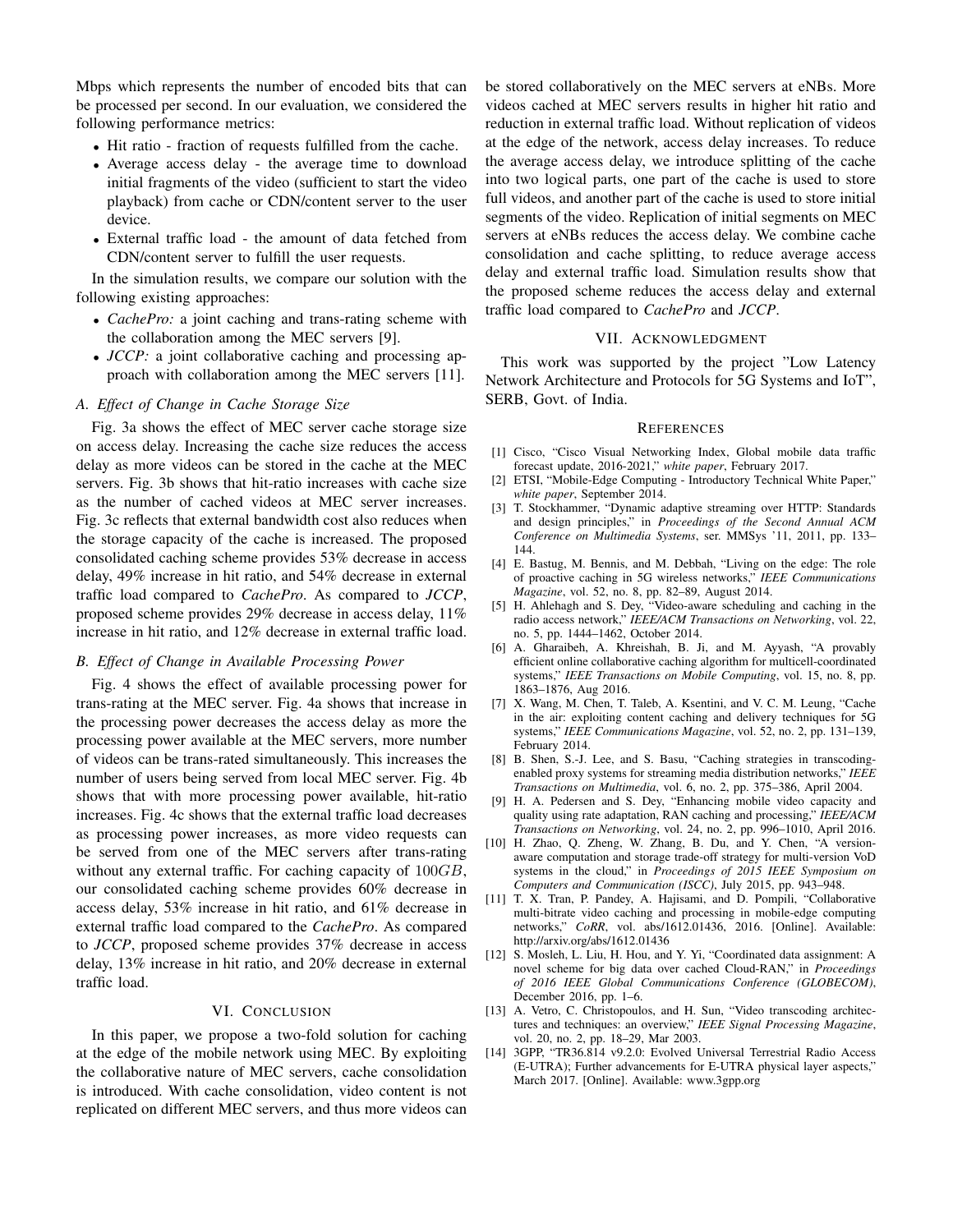Mbps which represents the number of encoded bits that can be processed per second. In our evaluation, we considered the following performance metrics:

- Hit ratio - fraction of requests fulfilled from the cache.
- Average access delay - the average time to download initial fragments of the video (sufficient to start the video playback) from cache or CDN/content server to the user device.
- External traffic load - the amount of data fetched from CDN/content server to fulfill the user requests.

In the simulation results, we compare our solution with the following existing approaches:

- *CachePro:* a joint caching and trans-rating scheme with the collaboration among the MEC servers [9].
- *JCCP:* a joint collaborative caching and processing approach with collaboration among the MEC servers [11].

### A. Effect of Change in Cache Storage Size

Fig. 3a shows the effect of MEC server cache storage size on access delay. Increasing the cache size reduces the access delay as more videos can be stored in the cache at the MEC servers. Fig. 3b shows that hit-ratio increases with cache size as the number of cached videos at MEC server increases. Fig. 3c reflects that external bandwidth cost also reduces when the storage capacity of the cache is increased. The proposed consolidated caching scheme provides 53% decrease in access delay, 49% increase in hit ratio, and 54% decrease in external traffic load compared to *CachePro*. As compared to *JCCP*, proposed scheme provides 29% decrease in access delay, 11% increase in hit ratio, and 12% decrease in external traffic load.

### B. Effect of Change in Available Processing Power

Fig. 4 shows the effect of available processing power for trans-rating at the MEC server. Fig. 4a shows that increase in the processing power decreases the access delay as more the processing power available at the MEC servers, more number of videos can be trans-rated simultaneously. This increases the number of users being served from local MEC server. Fig. 4b shows that with more processing power available, hit-ratio increases. Fig. 4c shows that the external traffic load decreases as processing power increases, as more video requests can be served from one of the MEC servers after trans-rating without any external traffic. For caching capacity of $100GB$, our consolidated caching scheme provides 60% decrease in access delay, 53% increase in hit ratio, and 61% decrease in external traffic load compared to the *CachePro*. As compared to *JCCP*, proposed scheme provides 37% decrease in access delay, 13% increase in hit ratio, and 20% decrease in external traffic load.

## VI. Conclusion

In this paper, we propose a two-fold solution for caching at the edge of the mobile network using MEC. By exploiting the collaborative nature of MEC servers, cache consolidation is introduced. With cache consolidation, video content is not replicated on different MEC servers, and thus more videos can be stored collaboratively on the MEC servers at eNBs. More videos cached at MEC servers results in higher hit ratio and reduction in external traffic load. Without replication of videos at the edge of the network, access delay increases. To reduce the average access delay, we introduce splitting of the cache into two logical parts, one part of the cache is used to store full videos, and another part of the cache is used to store initial segments of the video. Replication of initial segments on MEC servers at eNBs reduces the access delay. We combine cache consolidation and cache splitting, to reduce average access delay and external traffic load. Simulation results show that the proposed scheme reduces the access delay and external traffic load compared to *CachePro* and *JCCP*.

## VII. Acknowledgment

This work was supported by the project "Low Latency Network Architecture and Protocols for 5G Systems and IoT", SERB, Govt. of India.

## References

[1] Cisco, "Cisco Visual Networking Index, Global mobile data traffic forecast update, 2016-2021," *white paper*, February 2017.

[2] ETSI, "Mobile-Edge Computing - Introductory Technical White Paper," *white paper*, September 2014.

[3] T. Stockhammer, "Dynamic adaptive streaming over HTTP: Standards and design principles," in *Proceedings of the Second Annual ACM Conference on Multimedia Systems*, ser. MMSys '11, 2011, pp. 133–144.

[4] E. Bastug, M. Bennis, and M. Debbah, "Living on the edge: The role of proactive caching in 5G wireless networks," *IEEE Communications Magazine*, vol. 52, no. 8, pp. 82–89, August 2014.

[5] H. Ahlehagh and S. Dey, "Video-aware scheduling and caching in the radio access network," *IEEE/ACM Transactions on Networking*, vol. 22, no. 5, pp. 1444–1462, October 2014.

[6] A. Gharaibeh, A. Khreishah, B. Ji, and M. Ayyash, "A provably efficient online collaborative caching algorithm for multicell-coordinated systems," *IEEE Transactions on Mobile Computing*, vol. 15, no. 8, pp. 1863–1876, Aug 2016.

[7] X. Wang, M. Chen, T. Taleb, A. Ksentini, and V. C. M. Leung, "Cache in the air: exploiting content caching and delivery techniques for 5G systems," *IEEE Communications Magazine*, vol. 52, no. 2, pp. 131–139, February 2014.

[8] B. Shen, S.-J. Lee, and S. Basu, "Caching strategies in transcoding-enabled proxy systems for streaming media distribution networks," *IEEE Transactions on Multimedia*, vol. 6, no. 2, pp. 375–386, April 2004.

[9] H. A. Pedersen and S. Dey, "Enhancing mobile video capacity and quality using rate adaptation, RAN caching and processing," *IEEE/ACM Transactions on Networking*, vol. 24, no. 2, pp. 996–1010, April 2016.

[10] H. Zhao, Q. Zheng, W. Zhang, B. Du, and Y. Chen, "A version-aware computation and storage trade-off strategy for multi-version VoD systems in the cloud," in *Proceedings of 2015 IEEE Symposium on Computers and Communication (ISCC)*, July 2015, pp. 943–948.

[11] T. X. Tran, P. Pandey, A. Hajisami, and D. Pompili, "Collaborative multi-bitrate video caching and processing in mobile-edge computing networks," *CoRR*, vol. abs/1612.01436, 2016. [Online]. Available: http://arxiv.org/abs/1612.01436

[12] S. Mosleh, L. Liu, H. Hou, and Y. Yi, "Coordinated data assignment: A novel scheme for big data over cached Cloud-RAN," in *Proceedings of 2016 IEEE Global Communications Conference (GLOBECOM)*, December 2016, pp. 1–6.

[13] A. Vetro, C. Christopoulos, and H. Sun, "Video transcoding architectures and techniques: an overview," *IEEE Signal Processing Magazine*, vol. 20, no. 2, pp. 18–29, Mar 2003.

[14] 3GPP, "TR36.814 v9.2.0: Evolved Universal Terrestrial Radio Access (E-UTRA); Further advancements for E-UTRA physical layer aspects," March 2017. [Online]. Available: www.3gpp.org